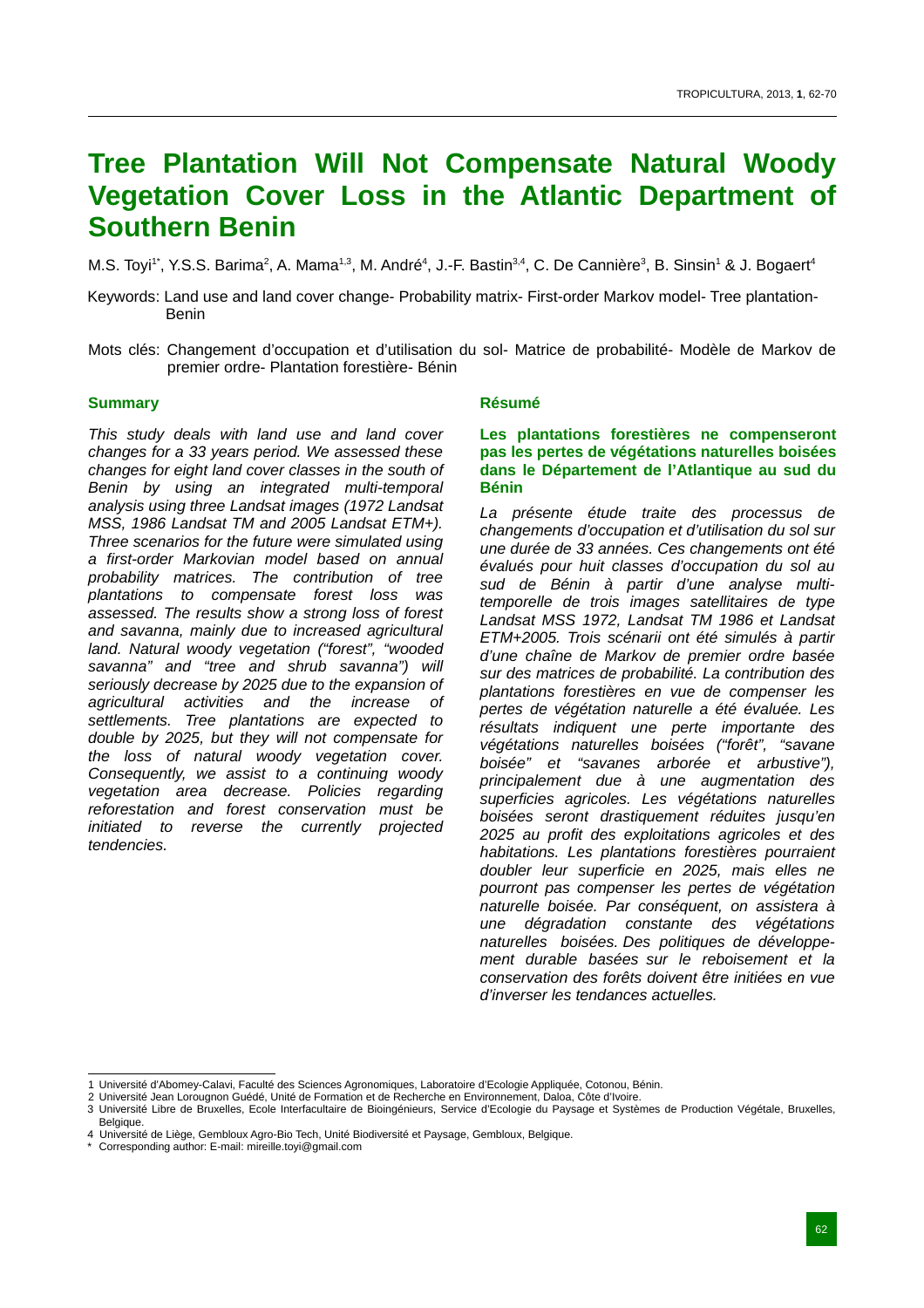# Tree Plantation Will Not Compensate Natural Woody Vegetation Cover Loss in the Atlantic Department of Southern Benin

M.S. Toyi[1*], Y.S.S. Barima[2], A. Mama[1,3], M. André[4], J.-F. Bastin[3,4], C. De Cannière[3], B. Sinsin[1] & J. Bogaert[4]

Keywords: Land use and land cover change- Probability matrix- First-order Markov model- Tree plantation- Benin

Mots clés: Changement d'occupation et d'utilisation du sol- Matrice de probabilité- Modèle de Markov de premier ordre- Plantation forestière- Bénin

## Summary

*This study deals with land use and land cover changes for a 33 years period. We assessed these changes for eight land cover classes in the south of Benin by using an integrated multi-temporal analysis using three Landsat images (1972 Landsat MSS, 1986 Landsat TM and 2005 Landsat ETM+). Three scenarios for the future were simulated using a first-order Markovian model based on annual probability matrices. The contribution of tree plantations to compensate forest loss was assessed. The results show a strong loss of forest and savanna, mainly due to increased agricultural land. Natural woody vegetation ("forest", "wooded savanna" and "tree and shrub savanna") will seriously decrease by 2025 due to the expansion of agricultural activities and the increase of settlements. Tree plantations are expected to double by 2025, but they will not compensate for the loss of natural woody vegetation cover. Consequently, we assist to a continuing woody vegetation area decrease. Policies regarding reforestation and forest conservation must be initiated to reverse the currently projected tendencies.*

## Résumé

**Les plantations forestières ne compenseront pas les pertes de végétations naturelles boisées dans le Département de l'Atlantique au sud du Bénin**

*La présente étude traite des processus de changements d'occupation et d'utilisation du sol sur une durée de 33 années. Ces changements ont été évalués pour huit classes d'occupation du sol au sud de Bénin à partir d'une analyse multi-temporelle de trois images satellitaires de type Landsat MSS 1972, Landsat TM 1986 et Landsat ETM+2005. Trois scénarii ont été simulés à partir d'une chaîne de Markov de premier ordre basée sur des matrices de probabilité. La contribution des plantations forestières en vue de compenser les pertes de végétation naturelle a été évaluée. Les résultats indiquent une perte importante des végétations naturelles boisées ("forêt", "savane boisée" et "savanes arborée et arbustive"), principalement due à une augmentation des superficies agricoles. Les végétations naturelles boisées seront drastiquement réduites jusqu'en 2025 au profit des exploitations agricoles et des habitations. Les plantations forestières pourraient doubler leur superficie en 2025, mais elles ne pourront pas compenser les pertes de végétation naturelle boisée. Par conséquent, on assistera à une dégradation constante des végétations naturelles boisées. Des politiques de développement durable basées sur le reboisement et la conservation des forêts doivent être initiées en vue d'inverser les tendances actuelles.*

---

1 Université d'Abomey-Calavi, Faculté des Sciences Agronomiques, Laboratoire d'Ecologie Appliquée, Cotonou, Bénin.
2 Université Jean Lorougnon Guédé, Unité de Formation et de Recherche en Environnement, Daloa, Côte d'Ivoire.
3 Université Libre de Bruxelles, Ecole Interfacultaire de Bioingénieurs, Service d'Ecologie du Paysage et Systèmes de Production Végétale, Bruxelles, Belgique.
4 Université de Liège, Gembloux Agro-Bio Tech, Unité Biodiversité et Paysage, Gembloux, Belgique.
\* Corresponding author: E-mail: mireille.toyi@gmail.com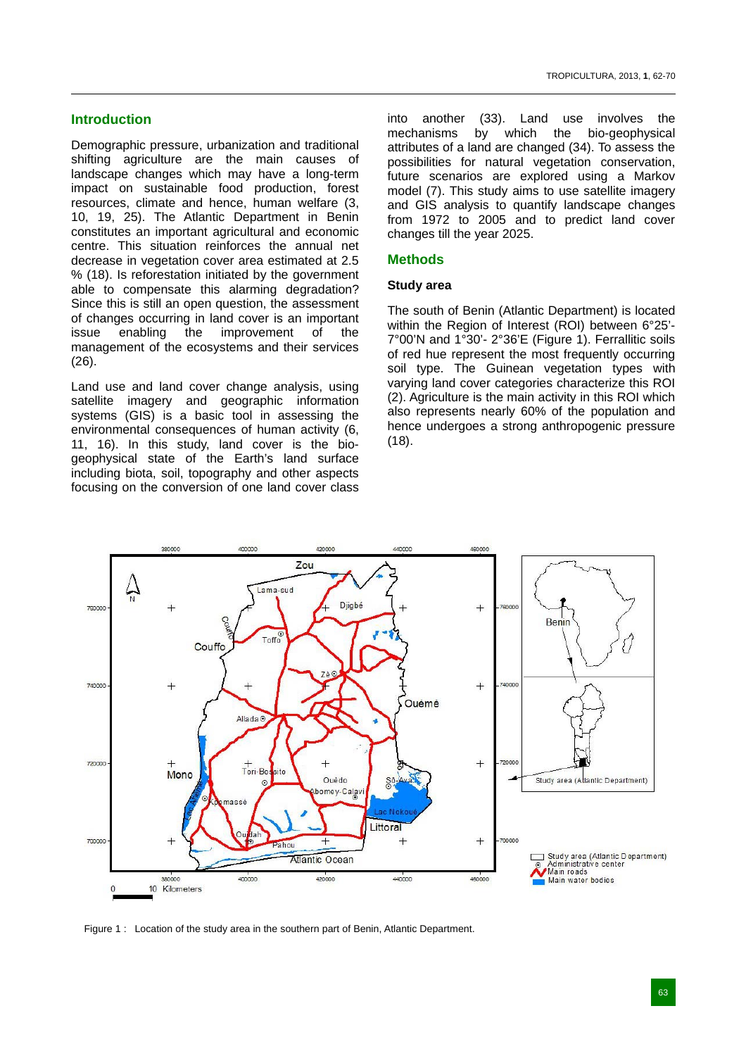## Introduction

Demographic pressure, urbanization and traditional shifting agriculture are the main causes of landscape changes which may have a long-term impact on sustainable food production, forest resources, climate and hence, human welfare (3, 10, 19, 25). The Atlantic Department in Benin constitutes an important agricultural and economic centre. This situation reinforces the annual net decrease in vegetation cover area estimated at 2.5 % (18). Is reforestation initiated by the government able to compensate this alarming degradation? Since this is still an open question, the assessment of changes occurring in land cover is an important issue enabling the improvement of the management of the ecosystems and their services (26).

Land use and land cover change analysis, using satellite imagery and geographic information systems (GIS) is a basic tool in assessing the environmental consequences of human activity (6, 11, 16). In this study, land cover is the bio-geophysical state of the Earth's land surface including biota, soil, topography and other aspects focusing on the conversion of one land cover class into another (33). Land use involves the mechanisms by which the bio-geophysical attributes of a land are changed (34). To assess the possibilities for natural vegetation conservation, future scenarios are explored using a Markov model (7). This study aims to use satellite imagery and GIS analysis to quantify landscape changes from 1972 to 2005 and to predict land cover changes till the year 2025.

## Methods

### Study area

The south of Benin (Atlantic Department) is located within the Region of Interest (ROI) between 6°25'-7°00'N and 1°30'- 2°36'E (Figure 1). Ferrallitic soils of red hue represent the most frequently occurring soil type. The Guinean vegetation types with varying land cover categories characterize this ROI (2). Agriculture is the main activity in this ROI which also represents nearly 60% of the population and hence undergoes a strong anthropogenic pressure (18).

Figure 1 : Location of the study area in the southern part of Benin, Atlantic Department.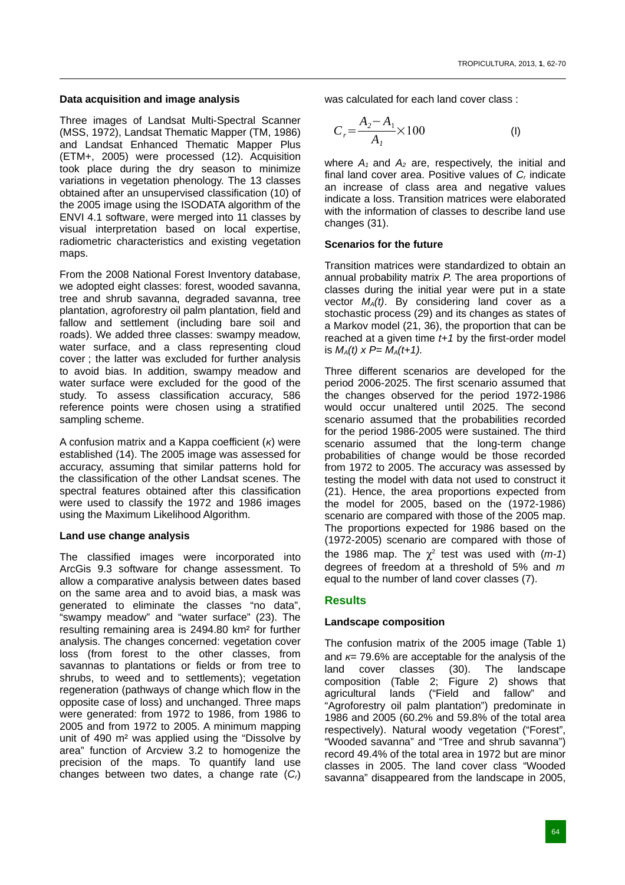### Data acquisition and image analysis

Three images of Landsat Multi-Spectral Scanner (MSS, 1972), Landsat Thematic Mapper (TM, 1986) and Landsat Enhanced Thematic Mapper Plus (ETM+, 2005) were processed (12). Acquisition took place during the dry season to minimize variations in vegetation phenology. The 13 classes obtained after an unsupervised classification (10) of the 2005 image using the ISODATA algorithm of the ENVI 4.1 software, were merged into 11 classes by visual interpretation based on local expertise, radiometric characteristics and existing vegetation maps.

From the 2008 National Forest Inventory database, we adopted eight classes: forest, wooded savanna, tree and shrub savanna, degraded savanna, tree plantation, agroforestry oil palm plantation, field and fallow and settlement (including bare soil and roads). We added three classes: swampy meadow, water surface, and a class representing cloud cover ; the latter was excluded for further analysis to avoid bias. In addition, swampy meadow and water surface were excluded for the good of the study. To assess classification accuracy, 586 reference points were chosen using a stratified sampling scheme.

A confusion matrix and a Kappa coefficient ($\kappa$) were established (14). The 2005 image was assessed for accuracy, assuming that similar patterns hold for the classification of the other Landsat scenes. The spectral features obtained after this classification were used to classify the 1972 and 1986 images using the Maximum Likelihood Algorithm.

### Land use change analysis

The classified images were incorporated into ArcGis 9.3 software for change assessment. To allow a comparative analysis between dates based on the same area and to avoid bias, a mask was generated to eliminate the classes "no data", "swampy meadow" and "water surface" (23). The resulting remaining area is 2494.80 km² for further analysis. The changes concerned: vegetation cover loss (from forest to the other classes, from savannas to plantations or fields or from tree to shrubs, to weed and to settlements); vegetation regeneration (pathways of change which flow in the opposite case of loss) and unchanged. Three maps were generated: from 1972 to 1986, from 1986 to 2005 and from 1972 to 2005. A minimum mapping unit of 490 m² was applied using the "Dissolve by area" function of Arcview 3.2 to homogenize the precision of the maps. To quantify land use changes between two dates, a change rate ($C_r$) was calculated for each land cover class :

$$C_r = \frac{A_2 - A_1}{A_1} \times 100 \qquad \text{(I)}$$

where $A_1$ and $A_2$ are, respectively, the initial and final land cover area. Positive values of $C_r$ indicate an increase of class area and negative values indicate a loss. Transition matrices were elaborated with the information of classes to describe land use changes (31).

### Scenarios for the future

Transition matrices were standardized to obtain an annual probability matrix *P*. The area proportions of classes during the initial year were put in a state vector $M_A(t)$. By considering land cover as a stochastic process (29) and its changes as states of a Markov model (21, 36), the proportion that can be reached at a given time $t+1$ by the first-order model is $M_A(t) \times P = M_A(t+1)$.

Three different scenarios are developed for the period 2006-2025. The first scenario assumed that the changes observed for the period 1972-1986 would occur unaltered until 2025. The second scenario assumed that the probabilities recorded for the period 1986-2005 were sustained. The third scenario assumed that the long-term change probabilities of change would be those recorded from 1972 to 2005. The accuracy was assessed by testing the model with data not used to construct it (21). Hence, the area proportions expected from the model for 2005, based on the (1972-1986) scenario are compared with those of the 2005 map. The proportions expected for 1986 based on the (1972-2005) scenario are compared with those of the 1986 map. The $\chi^2$ test was used with ($m$-1) degrees of freedom at a threshold of 5% and $m$ equal to the number of land cover classes (7).

## Results

### Landscape composition

The confusion matrix of the 2005 image (Table 1) and $\kappa$= 79.6% are acceptable for the analysis of the land cover classes (30). The landscape composition (Table 2; Figure 2) shows that agricultural lands ("Field and fallow" and "Agroforestry oil palm plantation") predominate in 1986 and 2005 (60.2% and 59.8% of the total area respectively). Natural woody vegetation ("Forest", "Wooded savanna" and "Tree and shrub savanna") record 49.4% of the total area in 1972 but are minor classes in 2005. The land cover class "Wooded savanna" disappeared from the landscape in 2005,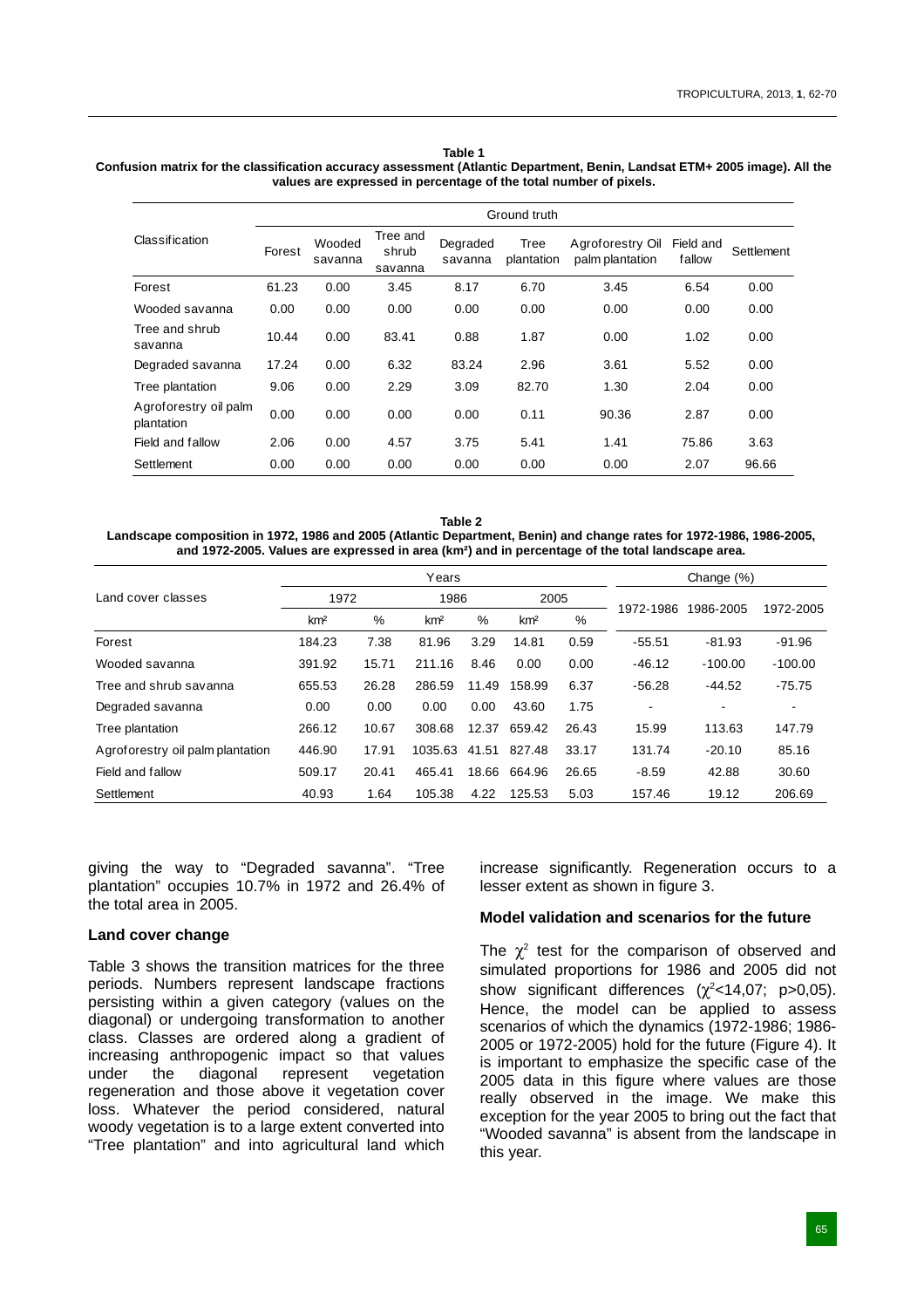**Table 1**
**Confusion matrix for the classification accuracy assessment (Atlantic Department, Benin, Landsat ETM+ 2005 image). All the values are expressed in percentage of the total number of pixels.**

| Classification | Ground truth | | | | | | | |
|---|---|---|---|---|---|---|---|---|
| | Forest | Wooded savanna | Tree and shrub savanna | Degraded savanna | Tree plantation | Agroforestry Oil palm plantation | Field and fallow | Settlement |
| Forest | 61.23 | 0.00 | 3.45 | 8.17 | 6.70 | 3.45 | 6.54 | 0.00 |
| Wooded savanna | 0.00 | 0.00 | 0.00 | 0.00 | 0.00 | 0.00 | 0.00 | 0.00 |
| Tree and shrub savanna | 10.44 | 0.00 | 83.41 | 0.88 | 1.87 | 0.00 | 1.02 | 0.00 |
| Degraded savanna | 17.24 | 0.00 | 6.32 | 83.24 | 2.96 | 3.61 | 5.52 | 0.00 |
| Tree plantation | 9.06 | 0.00 | 2.29 | 3.09 | 82.70 | 1.30 | 2.04 | 0.00 |
| Agroforestry oil palm plantation | 0.00 | 0.00 | 0.00 | 0.00 | 0.11 | 90.36 | 2.87 | 0.00 |
| Field and fallow | 2.06 | 0.00 | 4.57 | 3.75 | 5.41 | 1.41 | 75.86 | 3.63 |
| Settlement | 0.00 | 0.00 | 0.00 | 0.00 | 0.00 | 0.00 | 2.07 | 96.66 |

**Table 2**
**Landscape composition in 1972, 1986 and 2005 (Atlantic Department, Benin) and change rates for 1972-1986, 1986-2005, and 1972-2005. Values are expressed in area (km²) and in percentage of the total landscape area.**

| Land cover classes | Years | | | | | | Change (%) | | |
|---|---|---|---|---|---|---|---|---|---|
| | 1972 | | 1986 | | 2005 | | 1972-1986 | 1986-2005 | 1972-2005 |
| | km² | % | km² | % | km² | % | | | |
| Forest | 184.23 | 7.38 | 81.96 | 3.29 | 14.81 | 0.59 | -55.51 | -81.93 | -91.96 |
| Wooded savanna | 391.92 | 15.71 | 211.16 | 8.46 | 0.00 | 0.00 | -46.12 | -100.00 | -100.00 |
| Tree and shrub savanna | 655.53 | 26.28 | 286.59 | 11.49 | 158.99 | 6.37 | -56.28 | -44.52 | -75.75 |
| Degraded savanna | 0.00 | 0.00 | 0.00 | 0.00 | 43.60 | 1.75 | - | - | - |
| Tree plantation | 266.12 | 10.67 | 308.68 | 12.37 | 659.42 | 26.43 | 15.99 | 113.63 | 147.79 |
| Agroforestry oil palm plantation | 446.90 | 17.91 | 1035.63 | 41.51 | 827.48 | 33.17 | 131.74 | -20.10 | 85.16 |
| Field and fallow | 509.17 | 20.41 | 465.41 | 18.66 | 664.96 | 26.65 | -8.59 | 42.88 | 30.60 |
| Settlement | 40.93 | 1.64 | 105.38 | 4.22 | 125.53 | 5.03 | 157.46 | 19.12 | 206.69 |

giving the way to "Degraded savanna". "Tree plantation" occupies 10.7% in 1972 and 26.4% of the total area in 2005.

### Land cover change

Table 3 shows the transition matrices for the three periods. Numbers represent landscape fractions persisting within a given category (values on the diagonal) or undergoing transformation to another class. Classes are ordered along a gradient of increasing anthropogenic impact so that values under the diagonal represent vegetation regeneration and those above it vegetation cover loss. Whatever the period considered, natural woody vegetation is to a large extent converted into "Tree plantation" and into agricultural land which increase significantly. Regeneration occurs to a lesser extent as shown in figure 3.

### Model validation and scenarios for the future

The $\chi^2$ test for the comparison of observed and simulated proportions for 1986 and 2005 did not show significant differences ($\chi^2$<14,07; p>0,05). Hence, the model can be applied to assess scenarios of which the dynamics (1972-1986; 1986-2005 or 1972-2005) hold for the future (Figure 4). It is important to emphasize the specific case of the 2005 data in this figure where values are those really observed in the image. We make this exception for the year 2005 to bring out the fact that "Wooded savanna" is absent from the landscape in this year.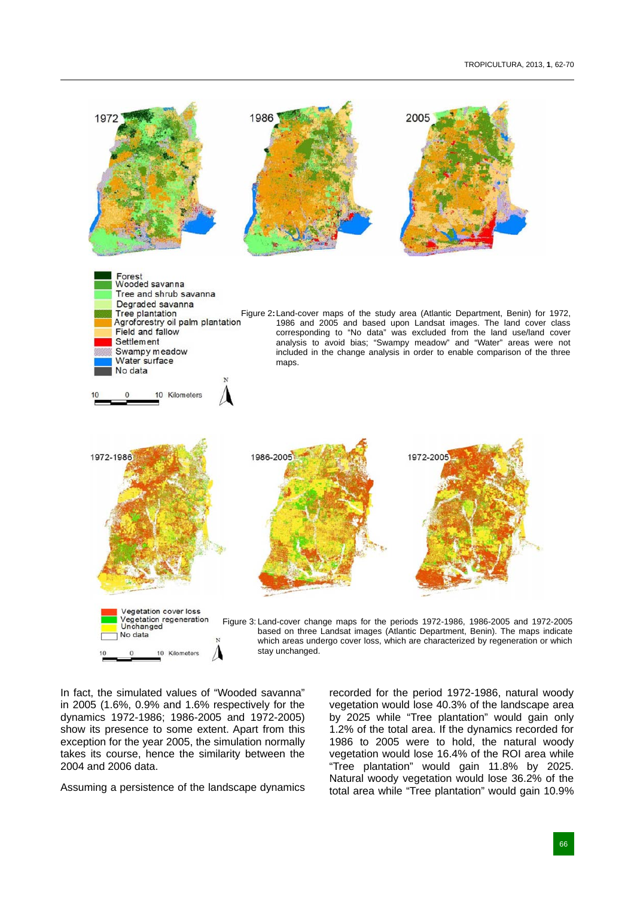Figure 2: Land-cover maps of the study area (Atlantic Department, Benin) for 1972, 1986 and 2005 and based upon Landsat images. The land cover class corresponding to "No data" was excluded from the land use/land cover analysis to avoid bias; "Swampy meadow" and "Water" areas were not included in the change analysis in order to enable comparison of the three maps.

Figure 3: Land-cover change maps for the periods 1972-1986, 1986-2005 and 1972-2005 based on three Landsat images (Atlantic Department, Benin). The maps indicate which areas undergo cover loss, which are characterized by regeneration or which stay unchanged.

In fact, the simulated values of "Wooded savanna" in 2005 (1.6%, 0.9% and 1.6% respectively for the dynamics 1972-1986; 1986-2005 and 1972-2005) show its presence to some extent. Apart from this exception for the year 2005, the simulation normally takes its course, hence the similarity between the 2004 and 2006 data.

Assuming a persistence of the landscape dynamics recorded for the period 1972-1986, natural woody vegetation would lose 40.3% of the landscape area by 2025 while "Tree plantation" would gain only 1.2% of the total area. If the dynamics recorded for 1986 to 2005 were to hold, the natural woody vegetation would lose 16.4% of the ROI area while "Tree plantation" would gain 11.8% by 2025. Natural woody vegetation would lose 36.2% of the total area while "Tree plantation" would gain 10.9%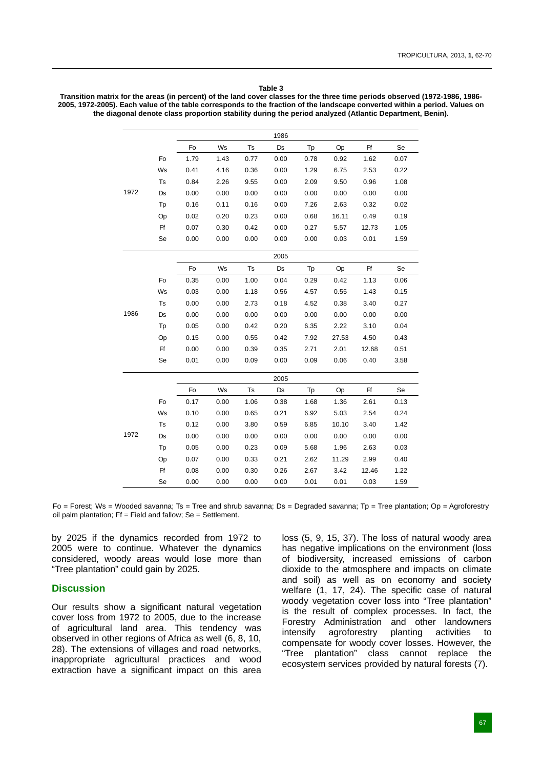**Table 3**

**Transition matrix for the areas (in percent) of the land cover classes for the three time periods observed (1972-1986, 1986-2005, 1972-2005). Each value of the table corresponds to the fraction of the landscape converted within a period. Values on the diagonal denote class proportion stability during the period analyzed (Atlantic Department, Benin).**

| | | 1986 | | | | | | | |
|---|---|---|---|---|---|---|---|---|---|
| | | Fo | Ws | Ts | Ds | Tp | Op | Ff | Se |
| 1972 | Fo | 1.79 | 1.43 | 0.77 | 0.00 | 0.78 | 0.92 | 1.62 | 0.07 |
| | Ws | 0.41 | 4.16 | 0.36 | 0.00 | 1.29 | 6.75 | 2.53 | 0.22 |
| | Ts | 0.84 | 2.26 | 9.55 | 0.00 | 2.09 | 9.50 | 0.96 | 1.08 |
| | Ds | 0.00 | 0.00 | 0.00 | 0.00 | 0.00 | 0.00 | 0.00 | 0.00 |
| | Tp | 0.16 | 0.11 | 0.16 | 0.00 | 7.26 | 2.63 | 0.32 | 0.02 |
| | Op | 0.02 | 0.20 | 0.23 | 0.00 | 0.68 | 16.11 | 0.49 | 0.19 |
| | Ff | 0.07 | 0.30 | 0.42 | 0.00 | 0.27 | 5.57 | 12.73 | 1.05 |
| | Se | 0.00 | 0.00 | 0.00 | 0.00 | 0.00 | 0.03 | 0.01 | 1.59 |
| | | 2005 | | | | | | | |
| | | Fo | Ws | Ts | Ds | Tp | Op | Ff | Se |
| 1986 | Fo | 0.35 | 0.00 | 1.00 | 0.04 | 0.29 | 0.42 | 1.13 | 0.06 |
| | Ws | 0.03 | 0.00 | 1.18 | 0.56 | 4.57 | 0.55 | 1.43 | 0.15 |
| | Ts | 0.00 | 0.00 | 2.73 | 0.18 | 4.52 | 0.38 | 3.40 | 0.27 |
| | Ds | 0.00 | 0.00 | 0.00 | 0.00 | 0.00 | 0.00 | 0.00 | 0.00 |
| | Tp | 0.05 | 0.00 | 0.42 | 0.20 | 6.35 | 2.22 | 3.10 | 0.04 |
| | Op | 0.15 | 0.00 | 0.55 | 0.42 | 7.92 | 27.53 | 4.50 | 0.43 |
| | Ff | 0.00 | 0.00 | 0.39 | 0.35 | 2.71 | 2.01 | 12.68 | 0.51 |
| | Se | 0.01 | 0.00 | 0.09 | 0.00 | 0.09 | 0.06 | 0.40 | 3.58 |
| | | 2005 | | | | | | | |
| | | Fo | Ws | Ts | Ds | Tp | Op | Ff | Se |
| 1972 | Fo | 0.17 | 0.00 | 1.06 | 0.38 | 1.68 | 1.36 | 2.61 | 0.13 |
| | Ws | 0.10 | 0.00 | 0.65 | 0.21 | 6.92 | 5.03 | 2.54 | 0.24 |
| | Ts | 0.12 | 0.00 | 3.80 | 0.59 | 6.85 | 10.10 | 3.40 | 1.42 |
| | Ds | 0.00 | 0.00 | 0.00 | 0.00 | 0.00 | 0.00 | 0.00 | 0.00 |
| | Tp | 0.05 | 0.00 | 0.23 | 0.09 | 5.68 | 1.96 | 2.63 | 0.03 |
| | Op | 0.07 | 0.00 | 0.33 | 0.21 | 2.62 | 11.29 | 2.99 | 0.40 |
| | Ff | 0.08 | 0.00 | 0.30 | 0.26 | 2.67 | 3.42 | 12.46 | 1.22 |
| | Se | 0.00 | 0.00 | 0.00 | 0.00 | 0.01 | 0.01 | 0.03 | 1.59 |

Fo = Forest; Ws = Wooded savanna; Ts = Tree and shrub savanna; Ds = Degraded savanna; Tp = Tree plantation; Op = Agroforestry oil palm plantation; Ff = Field and fallow; Se = Settlement.

by 2025 if the dynamics recorded from 1972 to 2005 were to continue. Whatever the dynamics considered, woody areas would lose more than "Tree plantation" could gain by 2025.

## Discussion

Our results show a significant natural vegetation cover loss from 1972 to 2005, due to the increase of agricultural land area. This tendency was observed in other regions of Africa as well (6, 8, 10, 28). The extensions of villages and road networks, inappropriate agricultural practices and wood extraction have a significant impact on this area loss (5, 9, 15, 37). The loss of natural woody area has negative implications on the environment (loss of biodiversity, increased emissions of carbon dioxide to the atmosphere and impacts on climate and soil) as well as on economy and society welfare (1, 17, 24). The specific case of natural woody vegetation cover loss into "Tree plantation" is the result of complex processes. In fact, the Forestry Administration and other landowners intensify agroforestry planting activities to compensate for woody cover losses. However, the "Tree plantation" class cannot replace the ecosystem services provided by natural forests (7).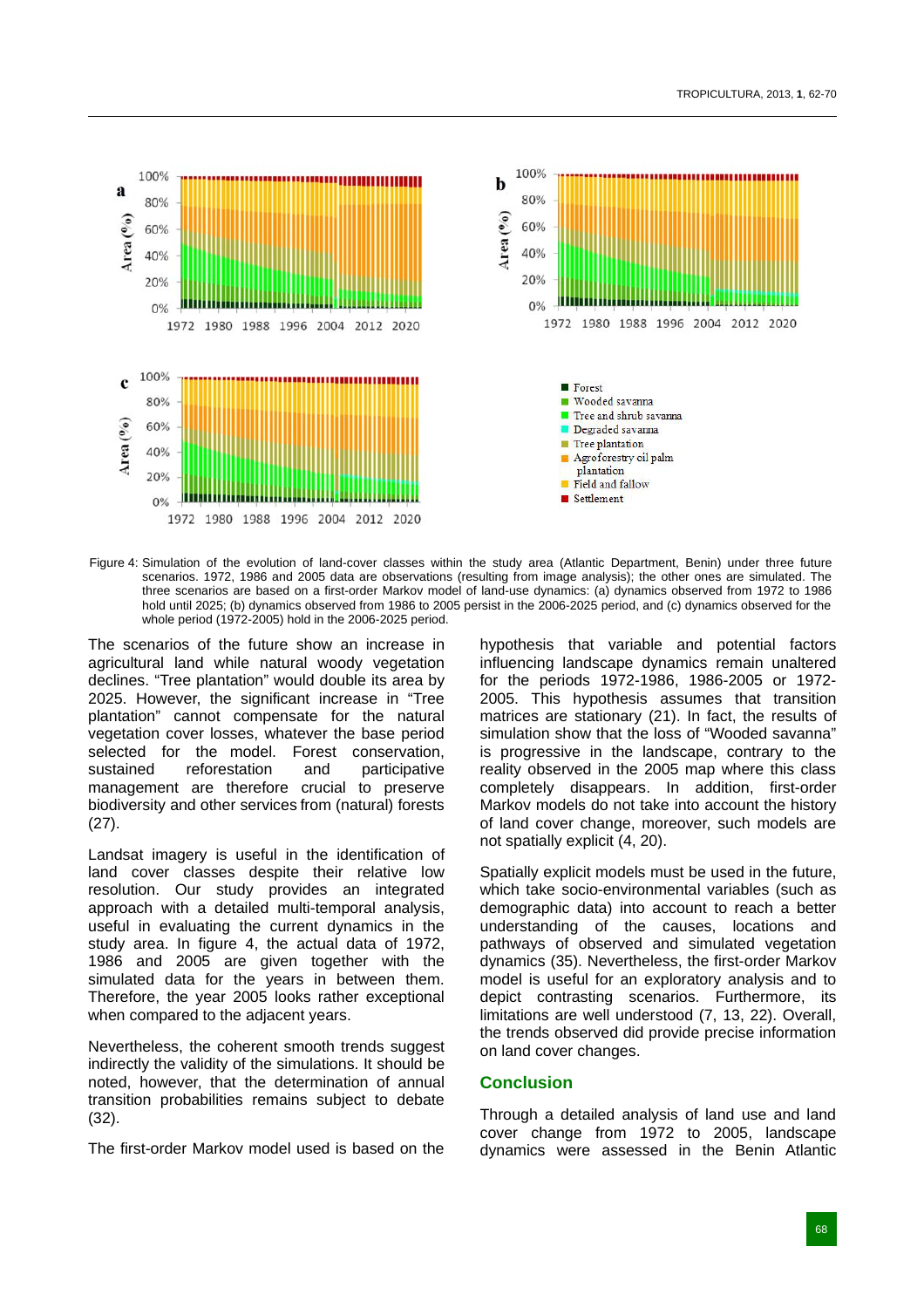Figure 4: Simulation of the evolution of land-cover classes within the study area (Atlantic Department, Benin) under three future scenarios. 1972, 1986 and 2005 data are observations (resulting from image analysis); the other ones are simulated. The three scenarios are based on a first-order Markov model of land-use dynamics: (a) dynamics observed from 1972 to 1986 hold until 2025; (b) dynamics observed from 1986 to 2005 persist in the 2006-2025 period, and (c) dynamics observed for the whole period (1972-2005) hold in the 2006-2025 period.

The scenarios of the future show an increase in agricultural land while natural woody vegetation declines. "Tree plantation" would double its area by 2025. However, the significant increase in "Tree plantation" cannot compensate for the natural vegetation cover losses, whatever the base period selected for the model. Forest conservation, sustained reforestation and participative management are therefore crucial to preserve biodiversity and other services from (natural) forests (27).

Landsat imagery is useful in the identification of land cover classes despite their relative low resolution. Our study provides an integrated approach with a detailed multi-temporal analysis, useful in evaluating the current dynamics in the study area. In figure 4, the actual data of 1972, 1986 and 2005 are given together with the simulated data for the years in between them. Therefore, the year 2005 looks rather exceptional when compared to the adjacent years.

Nevertheless, the coherent smooth trends suggest indirectly the validity of the simulations. It should be noted, however, that the determination of annual transition probabilities remains subject to debate (32).

The first-order Markov model used is based on the hypothesis that variable and potential factors influencing landscape dynamics remain unaltered for the periods 1972-1986, 1986-2005 or 1972-2005. This hypothesis assumes that transition matrices are stationary (21). In fact, the results of simulation show that the loss of "Wooded savanna" is progressive in the landscape, contrary to the reality observed in the 2005 map where this class completely disappears. In addition, first-order Markov models do not take into account the history of land cover change, moreover, such models are not spatially explicit (4, 20).

Spatially explicit models must be used in the future, which take socio-environmental variables (such as demographic data) into account to reach a better understanding of the causes, locations and pathways of observed and simulated vegetation dynamics (35). Nevertheless, the first-order Markov model is useful for an exploratory analysis and to depict contrasting scenarios. Furthermore, its limitations are well understood (7, 13, 22). Overall, the trends observed did provide precise information on land cover changes.

## Conclusion

Through a detailed analysis of land use and land cover change from 1972 to 2005, landscape dynamics were assessed in the Benin Atlantic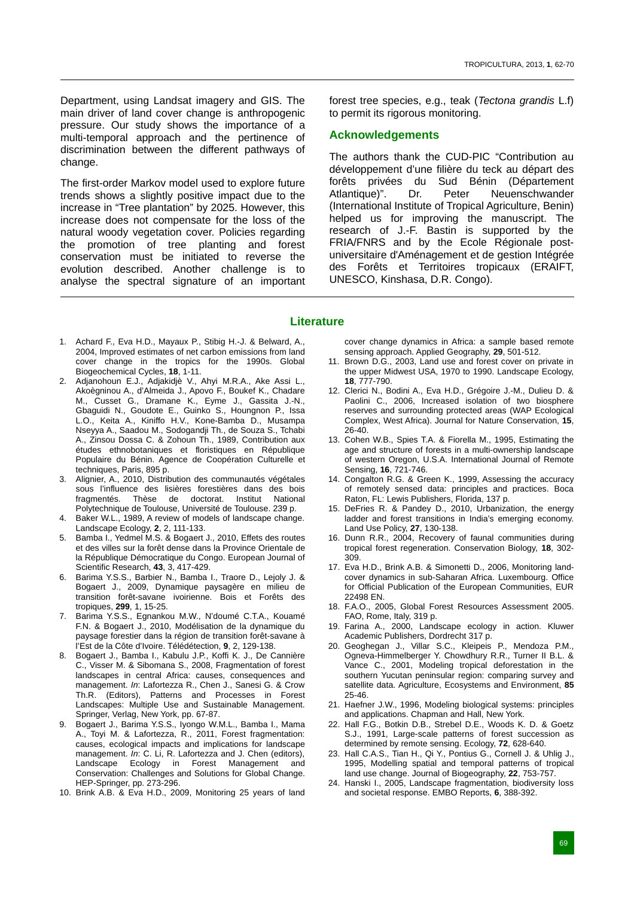Department, using Landsat imagery and GIS. The main driver of land cover change is anthropogenic pressure. Our study shows the importance of a multi-temporal approach and the pertinence of discrimination between the different pathways of change.

The first-order Markov model used to explore future trends shows a slightly positive impact due to the increase in "Tree plantation" by 2025. However, this increase does not compensate for the loss of the natural woody vegetation cover. Policies regarding the promotion of tree planting and forest conservation must be initiated to reverse the evolution described. Another challenge is to analyse the spectral signature of an important forest tree species, e.g., teak (*Tectona grandis* L.f) to permit its rigorous monitoring.

## Acknowledgements

The authors thank the CUD-PIC "Contribution au développement d'une filière du teck au départ des forêts privées du Sud Bénin (Département Atlantique)". Dr. Peter Neuenschwander (International Institute of Tropical Agriculture, Benin) helped us for improving the manuscript. The research of J.-F. Bastin is supported by the FRIA/FNRS and by the Ecole Régionale post-universitaire d'Aménagement et de gestion Intégrée des Forêts et Territoires tropicaux (ERAIFT, UNESCO, Kinshasa, D.R. Congo).

## Literature

1. Achard F., Eva H.D., Mayaux P., Stibig H.-J. & Belward, A., 2004, Improved estimates of net carbon emissions from land cover change in the tropics for the 1990s. Global Biogeochemical Cycles, **18**, 1-11.
2. Adjanohoun E.J., Adjakidjè V., Ahyi M.R.A., Ake Assi L., Akoègninou A., d'Almeida J., Apovo F., Boukef K., Chadare M., Cusset G., Dramane K., Eyme J., Gassita J.-N., Gbaguidi N., Goudote E., Guinko S., Houngnon P., Issa L.O., Keita A., Kiniffo H.V., Kone-Bamba D., Musampa Nseyya A., Saadou M., Sodogandji Th., de Souza S., Tchabi A., Zinsou Dossa C. & Zohoun Th., 1989, Contribution aux études ethnobotaniques et floristiques en République Populaire du Bénin. Agence de Coopération Culturelle et techniques, Paris, 895 p.
3. Alignier, A., 2010, Distribution des communautés végétales sous l'influence des lisières forestières dans des bois fragmentés. Thèse de doctorat. Institut National Polytechnique de Toulouse, Université de Toulouse. 239 p.
4. Baker W.L., 1989, A review of models of landscape change. Landscape Ecology, **2**, 2, 111-133.
5. Bamba I., Yedmel M.S. & Bogaert J., 2010, Effets des routes et des villes sur la forêt dense dans la Province Orientale de la République Démocratique du Congo. European Journal of Scientific Research, **43**, 3, 417-429.
6. Barima Y.S.S., Barbier N., Bamba I., Traore D., Lejoly J. & Bogaert J., 2009, Dynamique paysagère en milieu de transition forêt-savane ivoirienne. Bois et Forêts des tropiques, **299**, 1, 15-25.
7. Barima Y.S.S., Egnankou M.W., N'doumé C.T.A., Kouamé F.N. & Bogaert J., 2010, Modélisation de la dynamique du paysage forestier dans la région de transition forêt-savane à l'Est de la Côte d'Ivoire. Télédétection, **9**, 2, 129-138.
8. Bogaert J., Bamba I., Kabulu J.P., Koffi K. J., De Cannière C., Visser M. & Sibomana S., 2008, Fragmentation of forest landscapes in central Africa: causes, consequences and management. *In*: Lafortezza R., Chen J., Sanesi G. & Crow Th.R. (Editors), Patterns and Processes in Forest Landscapes: Multiple Use and Sustainable Management. Springer, Verlag, New York, pp. 67-87.
9. Bogaert J., Barima Y.S.S., Iyongo W.M.L., Bamba I., Mama A., Toyi M. & Lafortezza, R., 2011, Forest fragmentation: causes, ecological impacts and implications for landscape management. *In*: C. Li, R. Lafortezza and J. Chen (editors), Landscape Ecology in Forest Management and Conservation: Challenges and Solutions for Global Change. HEP-Springer, pp. 273-296.
10. Brink A.B. & Eva H.D., 2009, Monitoring 25 years of land cover change dynamics in Africa: a sample based remote sensing approach. Applied Geography, **29**, 501-512.
11. Brown D.G., 2003, Land use and forest cover on private in the upper Midwest USA, 1970 to 1990. Landscape Ecology, **18**, 777-790.
12. Clerici N., Bodini A., Eva H.D., Grégoire J.-M., Dulieu D. & Paolini C., 2006, Increased isolation of two biosphere reserves and surrounding protected areas (WAP Ecological Complex, West Africa). Journal for Nature Conservation, **15**, 26-40.
13. Cohen W.B., Spies T.A. & Fiorella M., 1995, Estimating the age and structure of forests in a multi-ownership landscape of western Oregon, U.S.A. International Journal of Remote Sensing, **16**, 721-746.
14. Congalton R.G. & Green K., 1999, Assessing the accuracy of remotely sensed data: principles and practices. Boca Raton, FL: Lewis Publishers, Florida, 137 p.
15. DeFries R. & Pandey D., 2010, Urbanization, the energy ladder and forest transitions in India's emerging economy. Land Use Policy, **27**, 130-138.
16. Dunn R.R., 2004, Recovery of faunal communities during tropical forest regeneration. Conservation Biology, **18**, 302-309.
17. Eva H.D., Brink A.B. & Simonetti D., 2006, Monitoring land-cover dynamics in sub-Saharan Africa. Luxembourg. Office for Official Publication of the European Communities, EUR 22498 EN.
18. F.A.O., 2005, Global Forest Resources Assessment 2005. FAO, Rome, Italy, 319 p.
19. Farina A., 2000, Landscape ecology in action. Kluwer Academic Publishers, Dordrecht 317 p.
20. Geoghegan J., Villar S.C., Kleipeis P., Mendoza P.M., Ogneva-Himmelberger Y. Chowdhury R.R., Turner II B.L. & Vance C., 2001, Modeling tropical deforestation in the southern Yucutan peninsular region: comparing survey and satellite data. Agriculture, Ecosystems and Environment, **85** 25-46.
21. Haefner J.W., 1996, Modeling biological systems: principles and applications. Chapman and Hall, New York.
22. Hall F.G., Botkin D.B., Strebel D.E., Woods K. D. & Goetz S.J., 1991, Large-scale patterns of forest succession as determined by remote sensing. Ecology, **72**, 628-640.
23. Hall C.A.S., Tian H., Qi Y., Pontius G., Cornell J. & Uhlig J., 1995, Modelling spatial and temporal patterns of tropical land use change. Journal of Biogeography, **22**, 753-757.
24. Hanski I., 2005, Landscape fragmentation, biodiversity loss and societal response. EMBO Reports, **6**, 388-392.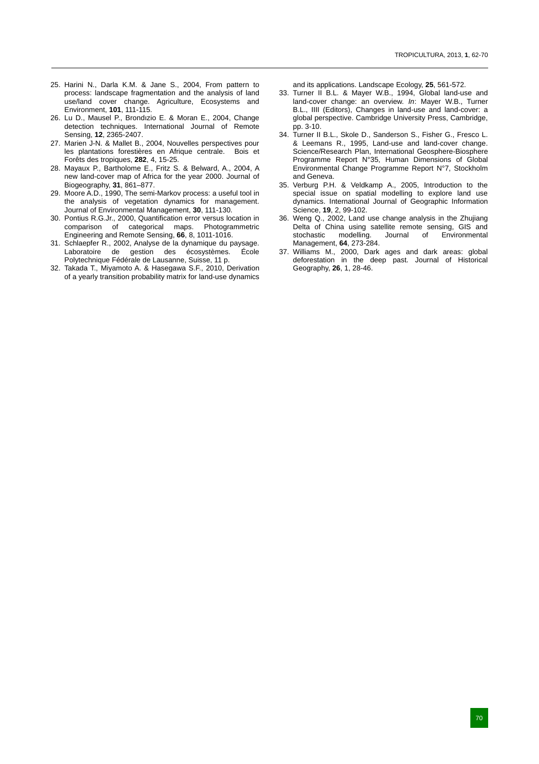25. Harini N., Darla K.M. & Jane S., 2004, From pattern to process: landscape fragmentation and the analysis of land use/land cover change. Agriculture, Ecosystems and Environment, **101**, 111-115.
26. Lu D., Mausel P., Brondızio E. & Moran E., 2004, Change detection techniques. International Journal of Remote Sensing, **12**, 2365-2407.
27. Marien J-N. & Mallet B., 2004, Nouvelles perspectives pour les plantations forestières en Afrique centrale. Bois et Forêts des tropiques, **282**, 4, 15-25.
28. Mayaux P., Bartholome E., Fritz S. & Belward, A., 2004, A new land-cover map of Africa for the year 2000. Journal of Biogeography, **31**, 861–877.
29. Moore A.D., 1990, The semi-Markov process: a useful tool in the analysis of vegetation dynamics for management. Journal of Environmental Management, **30**, 111-130.
30. Pontius R.G.Jr., 2000, Quantification error versus location in comparison of categorical maps. Photogrammetric Engineering and Remote Sensing, **66**, 8, 1011-1016.
31. Schlaepfer R., 2002, Analyse de la dynamique du paysage. Laboratoire de gestion des écosystèmes. École Polytechnique Fédérale de Lausanne, Suisse, 11 p.
32. Takada T., Miyamoto A. & Hasegawa S.F., 2010, Derivation of a yearly transition probability matrix for land-use dynamics and its applications. Landscape Ecology, **25**, 561-572.
33. Turner II B.L. & Mayer W.B., 1994, Global land-use and land-cover change: an overview. *In*: Mayer W.B., Turner B.L., IIII (Editors), Changes in land-use and land-cover: a global perspective. Cambridge University Press, Cambridge, pp. 3-10.
34. Turner II B.L., Skole D., Sanderson S., Fisher G., Fresco L. & Leemans R., 1995, Land-use and land-cover change. Science/Research Plan, International Geosphere-Biosphere Programme Report N°35, Human Dimensions of Global Environmental Change Programme Report N°7, Stockholm and Geneva.
35. Verburg P.H. & Veldkamp A., 2005, Introduction to the special issue on spatial modelling to explore land use dynamics. International Journal of Geographic Information Science, **19**, 2, 99-102.
36. Weng Q., 2002, Land use change analysis in the Zhujiang Delta of China using satellite remote sensing, GIS and stochastic modelling. Journal of Environmental Management, **64**, 273-284.
37. Williams M., 2000, Dark ages and dark areas: global deforestation in the deep past. Journal of Historical Geography, **26**, 1, 28-46.